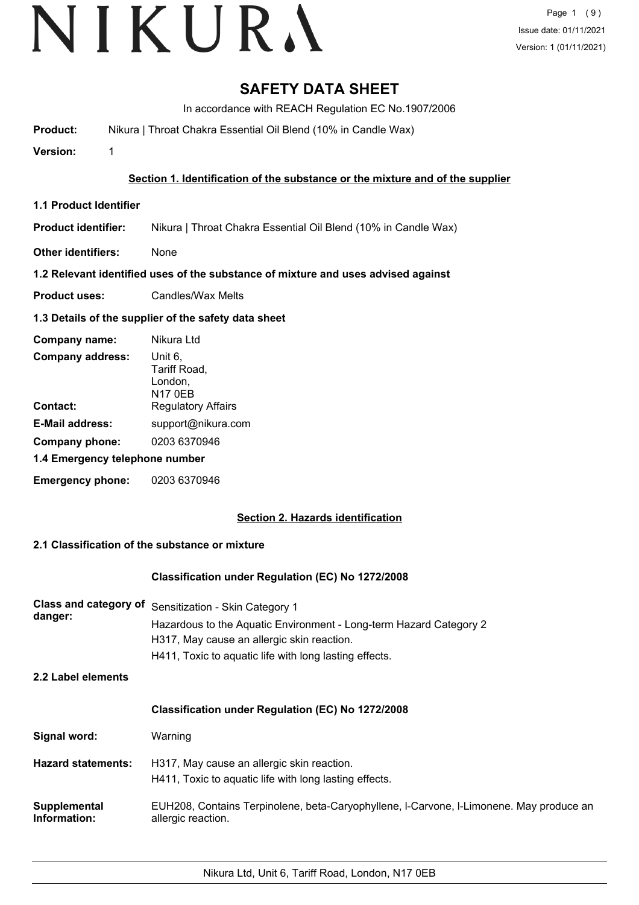# SAFETY DATA SHEET

In accordance with REACH Regulation EC No.1907/2006

**Product:** Nikura | Throat Chakra Essential Oil Blend (10% in Candle Wax)

**Version:** 1

## Section 1. Identification of the substance or the mixture and of the supplier

### 1.1 Product Identifier

**Product identifier:** Nikura | Throat Chakra Essential Oil Blend (10% in Candle Wax)

**Other identifiers:** None

### 1.2 Relevant identified uses of the substance of mixture and uses advised against

**Product uses:** Candles/Wax Melts

### 1.3 Details of the supplier of the safety data sheet

**Company name:** Nikura Ltd

**Company address:** Unit 6, Tariff Road, London, N17 0EB

**Contact:** Regulatory Affairs

**E-Mail address:** support@nikura.com

**Company phone:** 0203 6370946

### 1.4 Emergency telephone number

**Emergency phone:** 0203 6370946

## Section 2. Hazards identification

### 2.1 Classification of the substance or mixture

**Classification under Regulation (EC) No 1272/2008**

**Class and category of danger:** Sensitization - Skin Category 1
Hazardous to the Aquatic Environment - Long-term Hazard Category 2
H317, May cause an allergic skin reaction.
H411, Toxic to aquatic life with long lasting effects.

### 2.2 Label elements

**Classification under Regulation (EC) No 1272/2008**

**Signal word:** Warning

**Hazard statements:** H317, May cause an allergic skin reaction.
H411, Toxic to aquatic life with long lasting effects.

**Supplemental Information:** EUH208, Contains Terpinolene, beta-Caryophyllene, l-Carvone, l-Limonene. May produce an allergic reaction.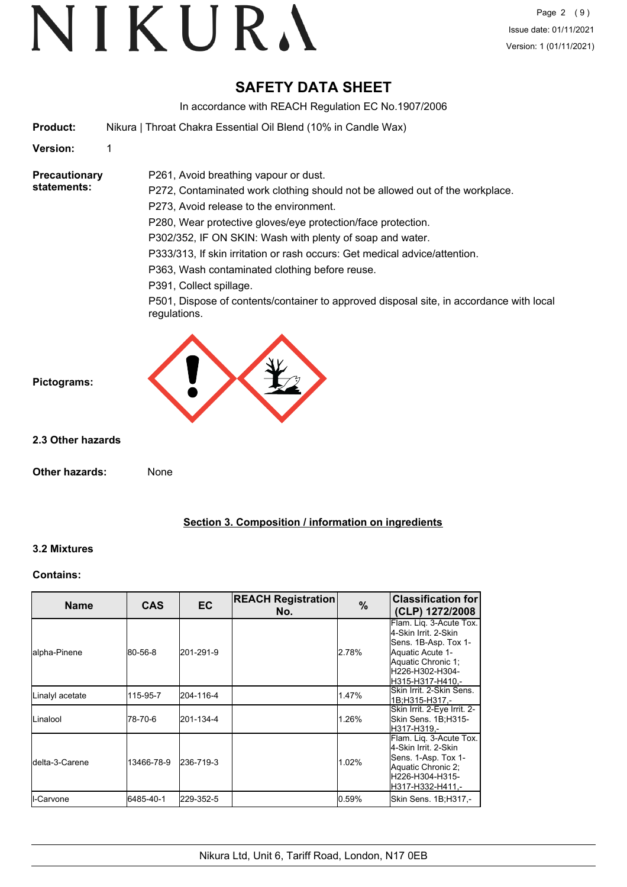# SAFETY DATA SHEET

In accordance with REACH Regulation EC No.1907/2006

**Product:** Nikura | Throat Chakra Essential Oil Blend (10% in Candle Wax)

**Version:** 1

**Precautionary statements:**

P261, Avoid breathing vapour or dust.

P272, Contaminated work clothing should not be allowed out of the workplace.

P273, Avoid release to the environment.

P280, Wear protective gloves/eye protection/face protection.

P302/352, IF ON SKIN: Wash with plenty of soap and water.

P333/313, If skin irritation or rash occurs: Get medical advice/attention.

P363, Wash contaminated clothing before reuse.

P391, Collect spillage.

P501, Dispose of contents/container to approved disposal site, in accordance with local regulations.

**Pictograms:**

### 2.3 Other hazards

**Other hazards:** None

## Section 3. Composition / information on ingredients

### 3.2 Mixtures

**Contains:**

| Name | CAS | EC | REACH Registration No. | % | Classification for (CLP) 1272/2008 |
|---|---|---|---|---|---|
| alpha-Pinene | 80-56-8 | 201-291-9 | | 2.78% | Flam. Liq. 3-Acute Tox. 4-Skin Irrit. 2-Skin Sens. 1B-Asp. Tox 1-Aquatic Acute 1-Aquatic Chronic 1;H226-H302-H304-H315-H317-H410,- |
| Linalyl acetate | 115-95-7 | 204-116-4 | | 1.47% | Skin Irrit. 2-Skin Sens. 1B;H315-H317,- |
| Linalool | 78-70-6 | 201-134-4 | | 1.26% | Skin Irrit. 2-Eye Irrit. 2-Skin Sens. 1B;H315-H317-H319,- |
| delta-3-Carene | 13466-78-9 | 236-719-3 | | 1.02% | Flam. Liq. 3-Acute Tox. 4-Skin Irrit. 2-Skin Sens. 1-Asp. Tox 1-Aquatic Chronic 2;H226-H304-H315-H317-H332-H411,- |
| l-Carvone | 6485-40-1 | 229-352-5 | | 0.59% | Skin Sens. 1B;H317,- |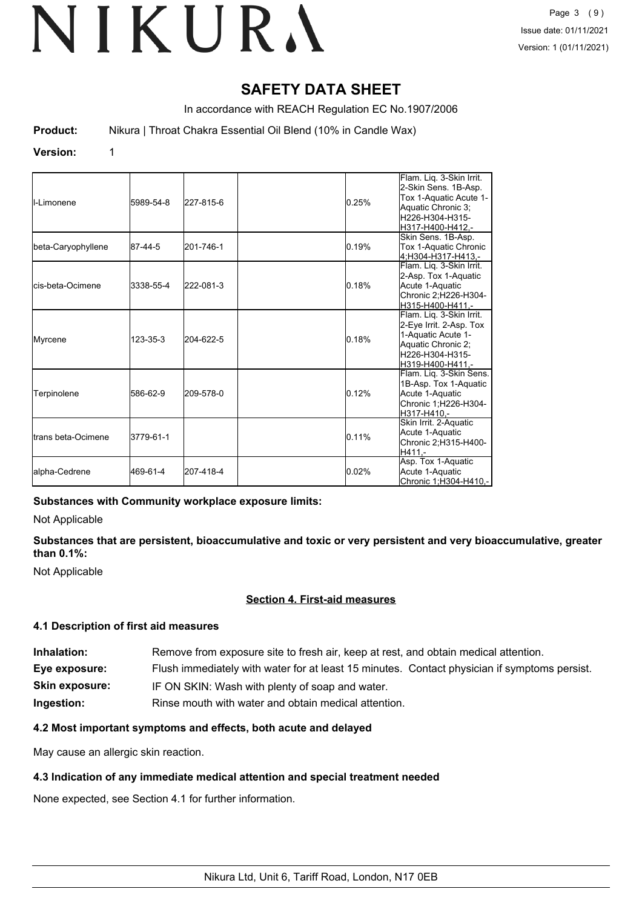# SAFETY DATA SHEET

In accordance with REACH Regulation EC No.1907/2006

**Product:** Nikura | Throat Chakra Essential Oil Blend (10% in Candle Wax)

**Version:** 1

| | | | | | |
|---|---|---|---|---|---|
| l-Limonene | 5989-54-8 | 227-815-6 | | 0.25% | Flam. Liq. 3-Skin Irrit. 2-Skin Sens. 1B-Asp. Tox 1-Aquatic Acute 1-Aquatic Chronic 3; H226-H304-H315-H317-H400-H412,- |
| beta-Caryophyllene | 87-44-5 | 201-746-1 | | 0.19% | Skin Sens. 1B-Asp. Tox 1-Aquatic Chronic 4;H304-H317-H413,- |
| cis-beta-Ocimene | 3338-55-4 | 222-081-3 | | 0.18% | Flam. Liq. 3-Skin Irrit. 2-Asp. Tox 1-Aquatic Acute 1-Aquatic Chronic 2;H226-H304-H315-H400-H411,- |
| Myrcene | 123-35-3 | 204-622-5 | | 0.18% | Flam. Liq. 3-Skin Irrit. 2-Eye Irrit. 2-Asp. Tox 1-Aquatic Acute 1-Aquatic Chronic 2; H226-H304-H315-H319-H400-H411,- |
| Terpinolene | 586-62-9 | 209-578-0 | | 0.12% | Flam. Liq. 3-Skin Sens. 1B-Asp. Tox 1-Aquatic Acute 1-Aquatic Chronic 1;H226-H304-H317-H410,- |
| trans beta-Ocimene | 3779-61-1 | | | 0.11% | Skin Irrit. 2-Aquatic Acute 1-Aquatic Chronic 2;H315-H400-H411,- |
| alpha-Cedrene | 469-61-4 | 207-418-4 | | 0.02% | Asp. Tox 1-Aquatic Acute 1-Aquatic Chronic 1;H304-H410,- |

**Substances with Community workplace exposure limits:**

Not Applicable

**Substances that are persistent, bioaccumulative and toxic or very persistent and very bioaccumulative, greater than 0.1%:**

Not Applicable

## Section 4. First-aid measures

### 4.1 Description of first aid measures

**Inhalation:** Remove from exposure site to fresh air, keep at rest, and obtain medical attention.

**Eye exposure:** Flush immediately with water for at least 15 minutes. Contact physician if symptoms persist.

**Skin exposure:** IF ON SKIN: Wash with plenty of soap and water.

**Ingestion:** Rinse mouth with water and obtain medical attention.

### 4.2 Most important symptoms and effects, both acute and delayed

May cause an allergic skin reaction.

### 4.3 Indication of any immediate medical attention and special treatment needed

None expected, see Section 4.1 for further information.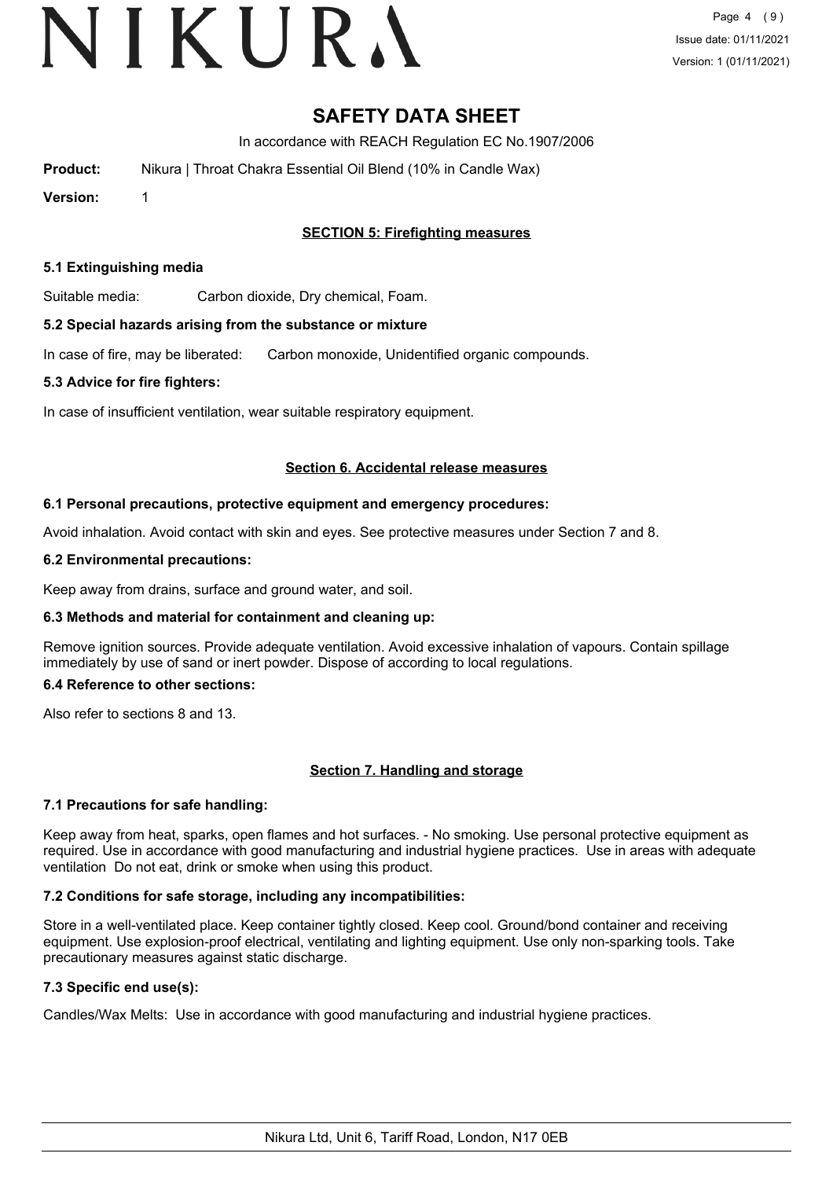# SAFETY DATA SHEET

In accordance with REACH Regulation EC No.1907/2006

**Product:** Nikura | Throat Chakra Essential Oil Blend (10% in Candle Wax)

**Version:** 1

## SECTION 5: Firefighting measures

### 5.1 Extinguishing media

Suitable media: Carbon dioxide, Dry chemical, Foam.

### 5.2 Special hazards arising from the substance or mixture

In case of fire, may be liberated: Carbon monoxide, Unidentified organic compounds.

### 5.3 Advice for fire fighters:

In case of insufficient ventilation, wear suitable respiratory equipment.

## Section 6. Accidental release measures

### 6.1 Personal precautions, protective equipment and emergency procedures:

Avoid inhalation. Avoid contact with skin and eyes. See protective measures under Section 7 and 8.

### 6.2 Environmental precautions:

Keep away from drains, surface and ground water, and soil.

### 6.3 Methods and material for containment and cleaning up:

Remove ignition sources. Provide adequate ventilation. Avoid excessive inhalation of vapours. Contain spillage immediately by use of sand or inert powder. Dispose of according to local regulations.

### 6.4 Reference to other sections:

Also refer to sections 8 and 13.

## Section 7. Handling and storage

### 7.1 Precautions for safe handling:

Keep away from heat, sparks, open flames and hot surfaces. - No smoking. Use personal protective equipment as required. Use in accordance with good manufacturing and industrial hygiene practices. Use in areas with adequate ventilation Do not eat, drink or smoke when using this product.

### 7.2 Conditions for safe storage, including any incompatibilities:

Store in a well-ventilated place. Keep container tightly closed. Keep cool. Ground/bond container and receiving equipment. Use explosion-proof electrical, ventilating and lighting equipment. Use only non-sparking tools. Take precautionary measures against static discharge.

### 7.3 Specific end use(s):

Candles/Wax Melts: Use in accordance with good manufacturing and industrial hygiene practices.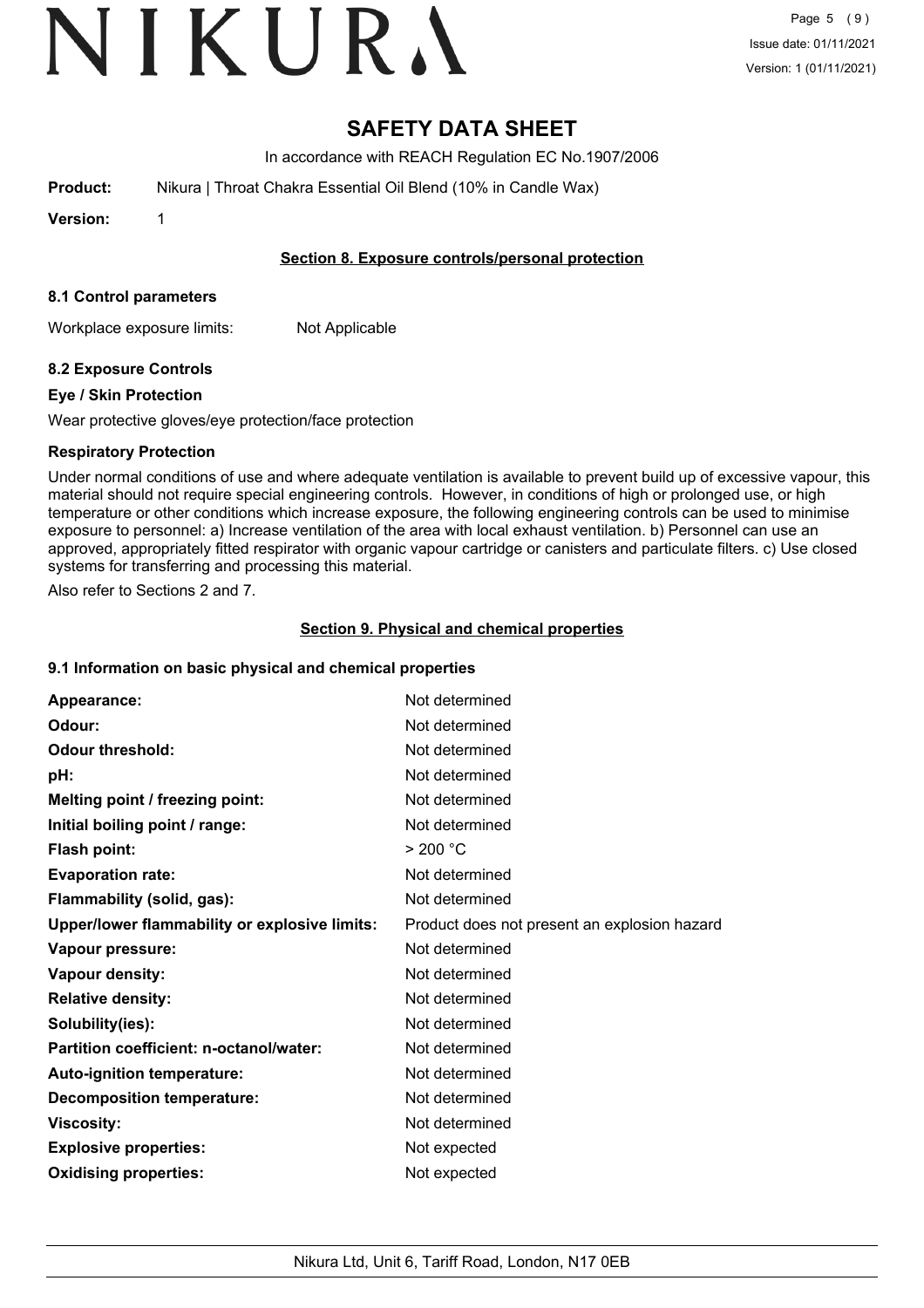# SAFETY DATA SHEET

In accordance with REACH Regulation EC No.1907/2006

**Product:** Nikura | Throat Chakra Essential Oil Blend (10% in Candle Wax)

**Version:** 1

## Section 8. Exposure controls/personal protection

### 8.1 Control parameters

Workplace exposure limits: Not Applicable

### 8.2 Exposure Controls

#### Eye / Skin Protection

Wear protective gloves/eye protection/face protection

#### Respiratory Protection

Under normal conditions of use and where adequate ventilation is available to prevent build up of excessive vapour, this material should not require special engineering controls. However, in conditions of high or prolonged use, or high temperature or other conditions which increase exposure, the following engineering controls can be used to minimise exposure to personnel: a) Increase ventilation of the area with local exhaust ventilation. b) Personnel can use an approved, appropriately fitted respirator with organic vapour cartridge or canisters and particulate filters. c) Use closed systems for transferring and processing this material.

Also refer to Sections 2 and 7.

## Section 9. Physical and chemical properties

### 9.1 Information on basic physical and chemical properties

| | |
|---|---|
| **Appearance:** | Not determined |
| **Odour:** | Not determined |
| **Odour threshold:** | Not determined |
| **pH:** | Not determined |
| **Melting point / freezing point:** | Not determined |
| **Initial boiling point / range:** | Not determined |
| **Flash point:** | > 200 °C |
| **Evaporation rate:** | Not determined |
| **Flammability (solid, gas):** | Not determined |
| **Upper/lower flammability or explosive limits:** | Product does not present an explosion hazard |
| **Vapour pressure:** | Not determined |
| **Vapour density:** | Not determined |
| **Relative density:** | Not determined |
| **Solubility(ies):** | Not determined |
| **Partition coefficient: n-octanol/water:** | Not determined |
| **Auto-ignition temperature:** | Not determined |
| **Decomposition temperature:** | Not determined |
| **Viscosity:** | Not determined |
| **Explosive properties:** | Not expected |
| **Oxidising properties:** | Not expected |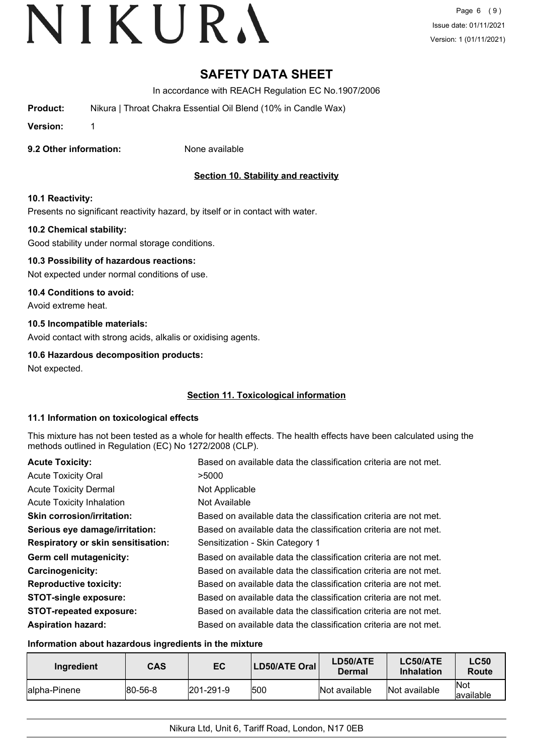# SAFETY DATA SHEET

In accordance with REACH Regulation EC No.1907/2006

**Product:** Nikura | Throat Chakra Essential Oil Blend (10% in Candle Wax)

**Version:** 1

**9.2 Other information:** None available

## Section 10. Stability and reactivity

### 10.1 Reactivity:

Presents no significant reactivity hazard, by itself or in contact with water.

### 10.2 Chemical stability:

Good stability under normal storage conditions.

### 10.3 Possibility of hazardous reactions:

Not expected under normal conditions of use.

### 10.4 Conditions to avoid:

Avoid extreme heat.

### 10.5 Incompatible materials:

Avoid contact with strong acids, alkalis or oxidising agents.

### 10.6 Hazardous decomposition products:

Not expected.

## Section 11. Toxicological information

### 11.1 Information on toxicological effects

This mixture has not been tested as a whole for health effects. The health effects have been calculated using the methods outlined in Regulation (EC) No 1272/2008 (CLP).

**Acute Toxicity:** Based on available data the classification criteria are not met.

Acute Toxicity Oral: >5000

Acute Toxicity Dermal: Not Applicable

Acute Toxicity Inhalation: Not Available

**Skin corrosion/irritation:** Based on available data the classification criteria are not met.

**Serious eye damage/irritation:** Based on available data the classification criteria are not met.

**Respiratory or skin sensitisation:** Sensitization - Skin Category 1

**Germ cell mutagenicity:** Based on available data the classification criteria are not met.

**Carcinogenicity:** Based on available data the classification criteria are not met.

**Reproductive toxicity:** Based on available data the classification criteria are not met.

**STOT-single exposure:** Based on available data the classification criteria are not met.

**STOT-repeated exposure:** Based on available data the classification criteria are not met.

**Aspiration hazard:** Based on available data the classification criteria are not met.

### Information about hazardous ingredients in the mixture

| Ingredient | CAS | EC | LD50/ATE Oral | LD50/ATE Dermal | LC50/ATE Inhalation | LC50 Route |
|---|---|---|---|---|---|---|
| alpha-Pinene | 80-56-8 | 201-291-9 | 500 | Not available | Not available | Not available |

Nikura Ltd, Unit 6, Tariff Road, London, N17 0EB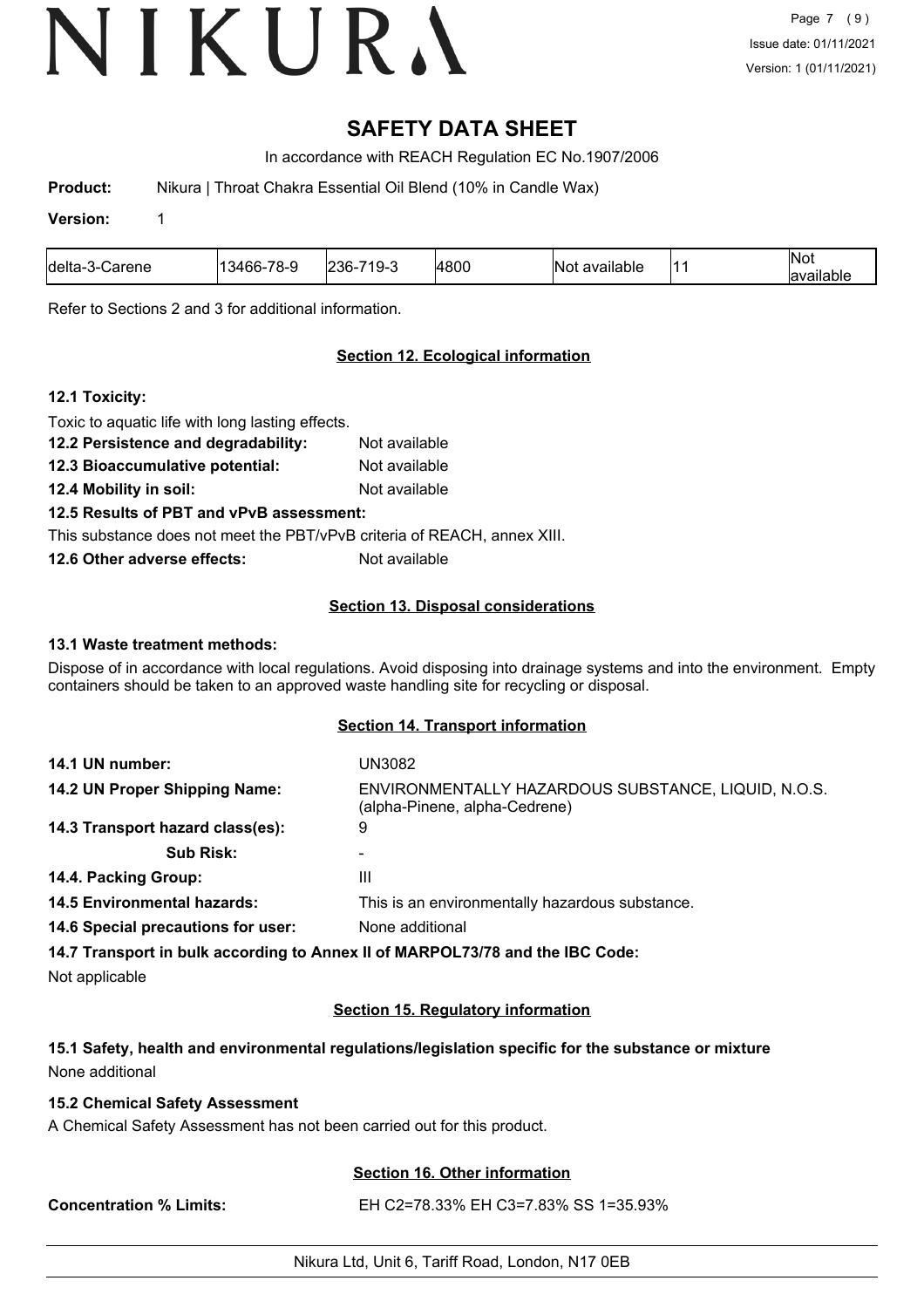# SAFETY DATA SHEET

In accordance with REACH Regulation EC No.1907/2006

**Product:** Nikura | Throat Chakra Essential Oil Blend (10% in Candle Wax)

**Version:** 1

| delta-3-Carene | 13466-78-9 | 236-719-3 | 4800 | Not available | 11 | Not available |
|---|---|---|---|---|---|---|

Refer to Sections 2 and 3 for additional information.

## Section 12. Ecological information

### 12.1 Toxicity:

Toxic to aquatic life with long lasting effects.

**12.2 Persistence and degradability:** Not available

**12.3 Bioaccumulative potential:** Not available

**12.4 Mobility in soil:** Not available

**12.5 Results of PBT and vPvB assessment:**

This substance does not meet the PBT/vPvB criteria of REACH, annex XIII.

**12.6 Other adverse effects:** Not available

## Section 13. Disposal considerations

### 13.1 Waste treatment methods:

Dispose of in accordance with local regulations. Avoid disposing into drainage systems and into the environment. Empty containers should be taken to an approved waste handling site for recycling or disposal.

## Section 14. Transport information

**14.1 UN number:** UN3082

**14.2 UN Proper Shipping Name:** ENVIRONMENTALLY HAZARDOUS SUBSTANCE, LIQUID, N.O.S. (alpha-Pinene, alpha-Cedrene)

**14.3 Transport hazard class(es):** 9

**Sub Risk:** -

**14.4. Packing Group:** III

**14.5 Environmental hazards:** This is an environmentally hazardous substance.

**14.6 Special precautions for user:** None additional

**14.7 Transport in bulk according to Annex II of MARPOL73/78 and the IBC Code:**

Not applicable

## Section 15. Regulatory information

### 15.1 Safety, health and environmental regulations/legislation specific for the substance or mixture

None additional

### 15.2 Chemical Safety Assessment

A Chemical Safety Assessment has not been carried out for this product.

## Section 16. Other information

**Concentration % Limits:** EH C2=78.33% EH C3=7.83% SS 1=35.93%

Nikura Ltd, Unit 6, Tariff Road, London, N17 0EB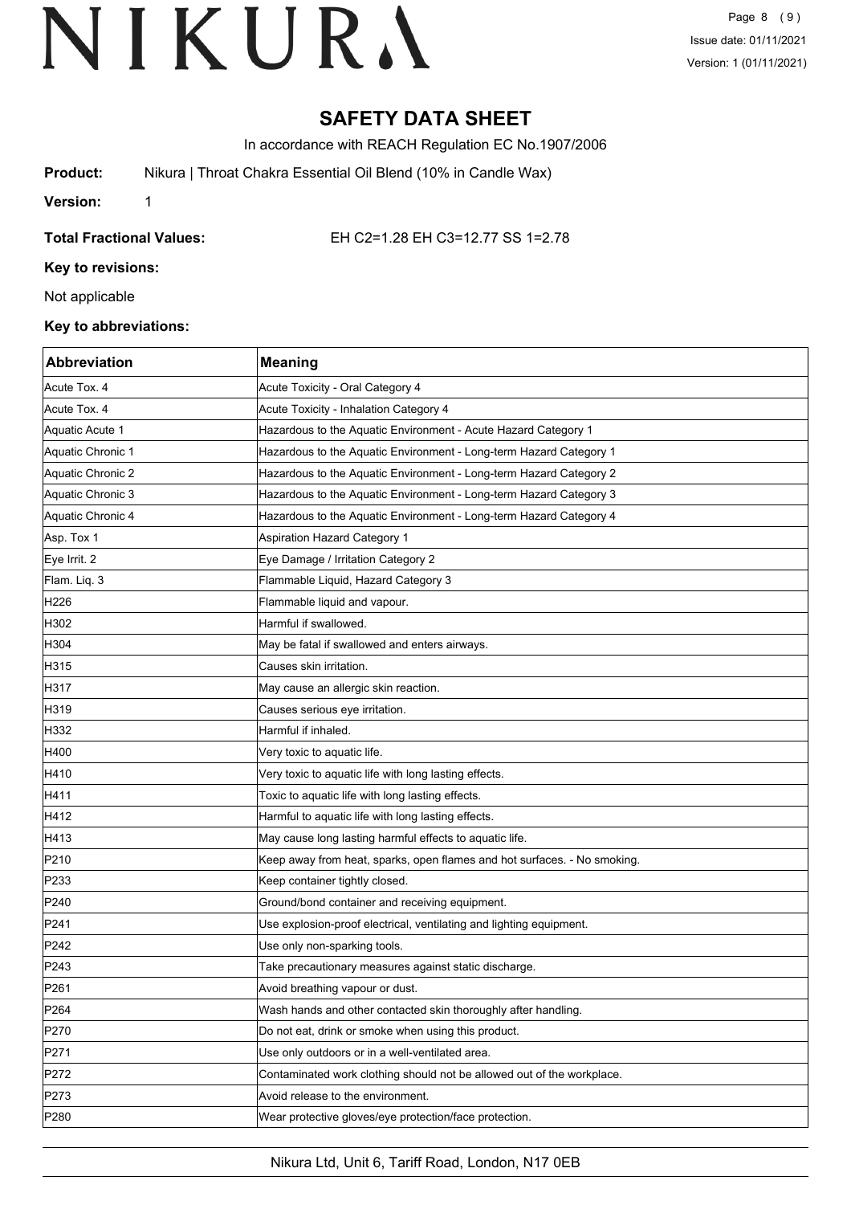# SAFETY DATA SHEET

In accordance with REACH Regulation EC No.1907/2006

**Product:** Nikura | Throat Chakra Essential Oil Blend (10% in Candle Wax)

**Version:** 1

**Total Fractional Values:** EH C2=1.28 EH C3=12.77 SS 1=2.78

**Key to revisions:**

Not applicable

**Key to abbreviations:**

| Abbreviation | Meaning |
|---|---|
| Acute Tox. 4 | Acute Toxicity - Oral Category 4 |
| Acute Tox. 4 | Acute Toxicity - Inhalation Category 4 |
| Aquatic Acute 1 | Hazardous to the Aquatic Environment - Acute Hazard Category 1 |
| Aquatic Chronic 1 | Hazardous to the Aquatic Environment - Long-term Hazard Category 1 |
| Aquatic Chronic 2 | Hazardous to the Aquatic Environment - Long-term Hazard Category 2 |
| Aquatic Chronic 3 | Hazardous to the Aquatic Environment - Long-term Hazard Category 3 |
| Aquatic Chronic 4 | Hazardous to the Aquatic Environment - Long-term Hazard Category 4 |
| Asp. Tox 1 | Aspiration Hazard Category 1 |
| Eye Irrit. 2 | Eye Damage / Irritation Category 2 |
| Flam. Liq. 3 | Flammable Liquid, Hazard Category 3 |
| H226 | Flammable liquid and vapour. |
| H302 | Harmful if swallowed. |
| H304 | May be fatal if swallowed and enters airways. |
| H315 | Causes skin irritation. |
| H317 | May cause an allergic skin reaction. |
| H319 | Causes serious eye irritation. |
| H332 | Harmful if inhaled. |
| H400 | Very toxic to aquatic life. |
| H410 | Very toxic to aquatic life with long lasting effects. |
| H411 | Toxic to aquatic life with long lasting effects. |
| H412 | Harmful to aquatic life with long lasting effects. |
| H413 | May cause long lasting harmful effects to aquatic life. |
| P210 | Keep away from heat, sparks, open flames and hot surfaces. - No smoking. |
| P233 | Keep container tightly closed. |
| P240 | Ground/bond container and receiving equipment. |
| P241 | Use explosion-proof electrical, ventilating and lighting equipment. |
| P242 | Use only non-sparking tools. |
| P243 | Take precautionary measures against static discharge. |
| P261 | Avoid breathing vapour or dust. |
| P264 | Wash hands and other contacted skin thoroughly after handling. |
| P270 | Do not eat, drink or smoke when using this product. |
| P271 | Use only outdoors or in a well-ventilated area. |
| P272 | Contaminated work clothing should not be allowed out of the workplace. |
| P273 | Avoid release to the environment. |
| P280 | Wear protective gloves/eye protection/face protection. |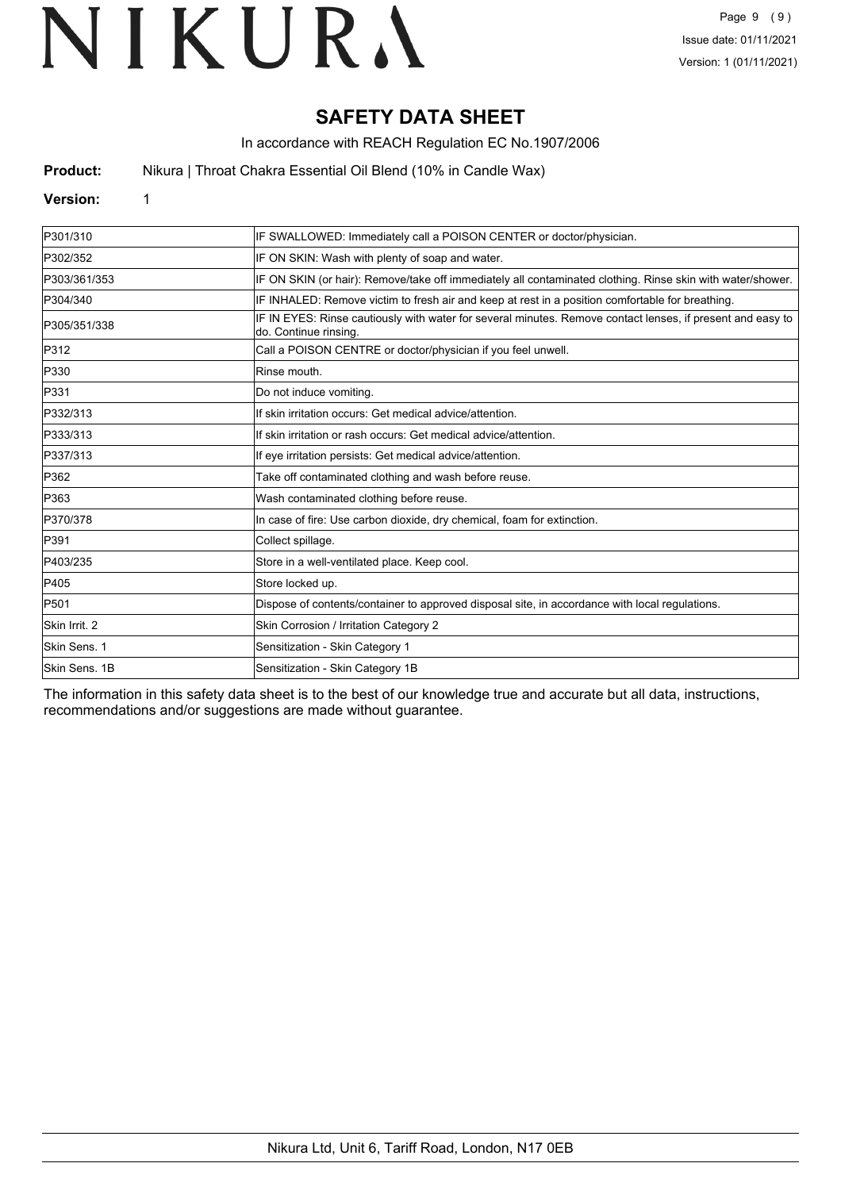# SAFETY DATA SHEET

In accordance with REACH Regulation EC No.1907/2006

**Product:** Nikura | Throat Chakra Essential Oil Blend (10% in Candle Wax)

**Version:** 1

| | |
|---|---|
| P301/310 | IF SWALLOWED: Immediately call a POISON CENTER or doctor/physician. |
| P302/352 | IF ON SKIN: Wash with plenty of soap and water. |
| P303/361/353 | IF ON SKIN (or hair): Remove/take off immediately all contaminated clothing. Rinse skin with water/shower. |
| P304/340 | IF INHALED: Remove victim to fresh air and keep at rest in a position comfortable for breathing. |
| P305/351/338 | IF IN EYES: Rinse cautiously with water for several minutes. Remove contact lenses, if present and easy to do. Continue rinsing. |
| P312 | Call a POISON CENTRE or doctor/physician if you feel unwell. |
| P330 | Rinse mouth. |
| P331 | Do not induce vomiting. |
| P332/313 | If skin irritation occurs: Get medical advice/attention. |
| P333/313 | If skin irritation or rash occurs: Get medical advice/attention. |
| P337/313 | If eye irritation persists: Get medical advice/attention. |
| P362 | Take off contaminated clothing and wash before reuse. |
| P363 | Wash contaminated clothing before reuse. |
| P370/378 | In case of fire: Use carbon dioxide, dry chemical, foam for extinction. |
| P391 | Collect spillage. |
| P403/235 | Store in a well-ventilated place. Keep cool. |
| P405 | Store locked up. |
| P501 | Dispose of contents/container to approved disposal site, in accordance with local regulations. |
| Skin Irrit. 2 | Skin Corrosion / Irritation Category 2 |
| Skin Sens. 1 | Sensitization - Skin Category 1 |
| Skin Sens. 1B | Sensitization - Skin Category 1B |

The information in this safety data sheet is to the best of our knowledge true and accurate but all data, instructions, recommendations and/or suggestions are made without guarantee.